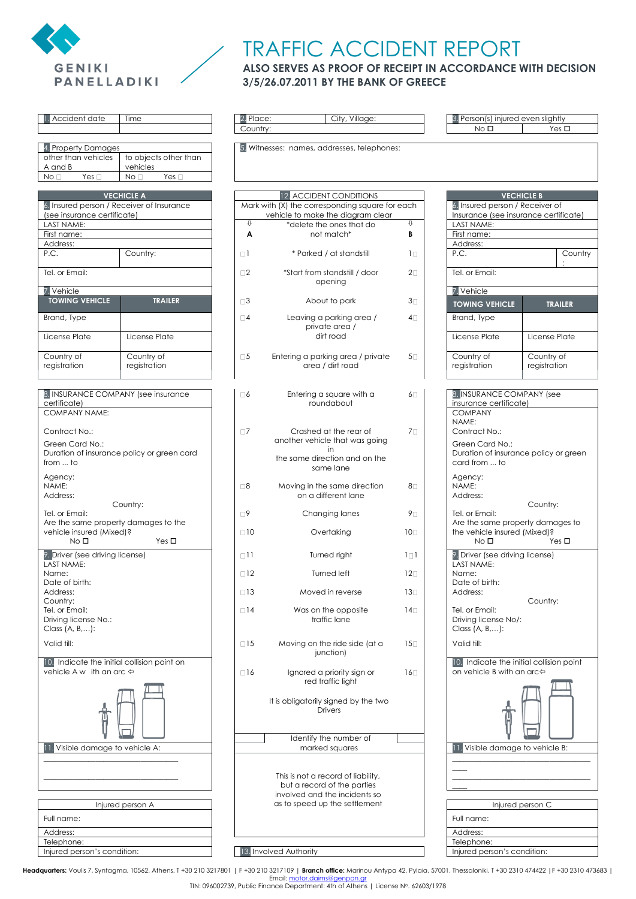GENIKI PANELLADIKI

# TRAFFIC ACCIDENT REPORT

## ALSO SERVES AS PROOF OF RECEIPT IN ACCORDANCE WITH DECISION 3/5/26.07.2011 BY THE BANK OF GREECE

| 1. Accident date | Time |
|---|---|
| | |

| 2. Place: | City, Village: |
|---|---|
| Country: | |

| 3. Person(s) injured even slightly | |
|---|---|
| No ☐ | Yes ☐ |

| 4. Property Damages | |
|---|---|
| other than vehicles A and B | to objects other than vehicles |
| No ☐ Yes ☐ | No ☐ Yes ☐ |

5. Witnesses: names, addresses, telephones:

### VEHICLE A

| 6. Insured person / Receiver of Insurance (see insurance certificate) | |
|---|---|
| LAST NAME: | |
| First name: | |
| Address: | |
| P.C. | Country: |
| Tel. or Email: | |

| 7. Vehicle | |
|---|---|
| TOWING VEHICLE | TRAILER |
| Brand, Type | |
| License Plate | License Plate |
| Country of registration | Country of registration |

8. INSURANCE COMPANY (see insurance certificate)

COMPANY NAME:

Contract No.:

Green Card No.:

Duration of insurance policy or green card from ... to

Agency:
NAME:
Address:
Country:
Tel. or Email:

Are the same property damages to the vehicle insured (Mixed)?
No ☐ Yes ☐

9. Driver (see driving license)
LAST NAME:
Name:
Date of birth:
Address:
Country:
Tel. or Email:
Driving license No.:
Class (A, B,...):
Valid till:

10. Indicate the initial collision point on vehicle A with an arc ⇦

11. Visible damage to vehicle A:

______________________________

______________________________

| Injured person A |
|---|
| Full name: |
| Address: |
| Telephone: |
| Injured person's condition: |

### 12. ACCIDENT CONDITIONS

Mark with (X) the corresponding square for each vehicle to make the diagram clear

| ⇩ A | *delete the ones that do not match* | ⇩ B |
|---|---|---|
| ☐1 | * Parked / at standstill | 1☐ |
| ☐2 | *Start from standstill / door opening | 2☐ |
| ☐3 | About to park | 3☐ |
| ☐4 | Leaving a parking area / private area / dirt road | 4☐ |
| ☐5 | Entering a parking area / private area / dirt road | 5☐ |
| ☐6 | Entering a square with a roundabout | 6☐ |
| ☐7 | Crashed at the rear of another vehicle that was going in the same direction and on the same lane | 7☐ |
| ☐8 | Moving in the same direction on a different lane | 8☐ |
| ☐9 | Changing lanes | 9☐ |
| ☐10 | Overtaking | 10☐ |
| ☐11 | Turned right | 1☐1 |
| ☐12 | Turned left | 12☐ |
| ☐13 | Moved in reverse | 13☐ |
| ☐14 | Was on the opposite traffic lane | 14☐ |
| ☐15 | Moving on the ride side (at a junction) | 15☐ |
| ☐16 | Ignored a priority sign or red traffic light | 16☐ |

It is obligatorily signed by the two Drivers

| | Identify the number of marked squares | |
|---|---|---|

This is not a record of liability, but a record of the parties involved and the incidents so as to speed up the settlement

13. Involved Authority

### VECHICLE B

| 6. Insured person / Receiver of Insurance (see insurance certificate) | |
|---|---|
| LAST NAME: | |
| First name: | |
| Address: | |
| P.C. | Country : |
| Tel. or Email: | |

| 7. Vehicle | |
|---|---|
| TOWING VEHICLE | TRAILER |
| Brand, Type | |
| License Plate | License Plate |
| Country of registration | Country of registration |

8. INSURANCE COMPANY (see insurance certificate)

COMPANY NAME:

Contract No.:

Green Card No.:

Duration of insurance policy or green card from ... to

Agency:
NAME:
Address:
Country:
Tel. or Email:

Are the same property damages to the vehicle insured (Mixed)?
No ☐ Yes ☐

9. Driver (see driving license)
LAST NAME:
Name:
Date of birth:
Address:
Country:
Tel. or Email:
Driving license No/:
Class (A, B,...):
Valid till:

10. Indicate the initial collision point on vehicle B with an arc⇦

11. Visible damage to vehicle B:

______________________________

____

______________________________

____

| Injured person C |
|---|
| Full name: |
| Address: |
| Telephone: |
| Injured person's condition: |

**Headquarters:** Voulis 7, Syntagma, 10562, Athens, T +30 210 3217801 | F +30 210 3217109 | **Branch office:** Marinou Antypa 42, Pylaia, 57001, Thessaloniki, T +30 2310 474422 |F +30 2310 473683 | Email: motor.claims@genpan.gr
TIN: 096002739, Public Finance Department: 4th of Athens | License Nº. 62603/1978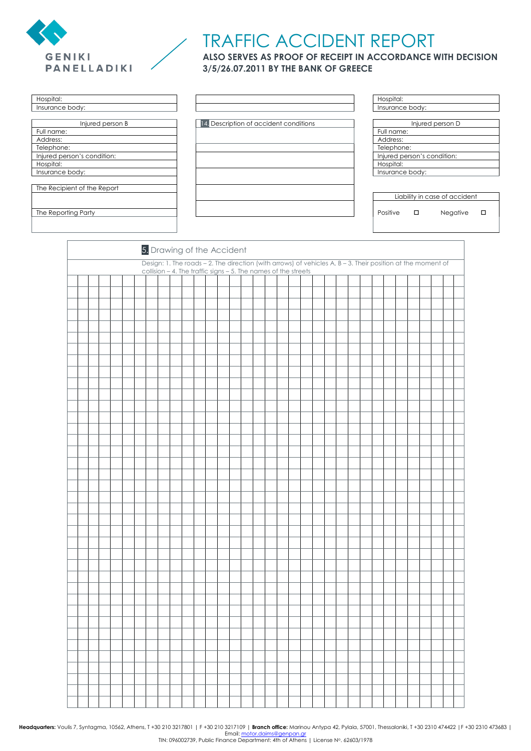# TRAFFIC ACCIDENT REPORT

**ALSO SERVES AS PROOF OF RECEIPT IN ACCORDANCE WITH DECISION 3/5/26.07.2011 BY THE BANK OF GREECE**

GENIKI PANELLADIKI

| |
|---|
| Hospital: |
| Insurance body: |

| Injured person B |
|---|
| Full name: |
| Address: |
| Telephone: |
| Injured person's condition: |
| Hospital: |
| Insurance body: |

| The Recipient of the Report |
|---|
| |

| The Reporting Party |
|---|
| |

| 14. Description of accident conditions |
|---|
| |
| |
| |
| |
| |
| |

| |
|---|
| Hospital: |
| Insurance body: |

| Injured person D |
|---|
| Full name: |
| Address: |
| Telephone: |
| Injured person's condition: |
| Hospital: |
| Insurance body: |

| Liability in case of accident | |
|---|---|
| Positive ☐ | Negative ☐ |

## 5. Drawing of the Accident

Design: 1. The roads – 2. The direction (with arrows) of vehicles A, B – 3. Their position at the moment of collision – 4. The traffic signs – 5. The names of the streets

**Headquarters:** Voulis 7, Syntagma, 10562, Athens, T +30 210 3217801 | F +30 210 3217109 | **Branch office:** Marinou Antypa 42, Pylaia, 57001, Thessaloniki, T +30 2310 474422 | F +30 2310 473683 | Email: motor.claims@genpan.gr
TIN: 096002739, Public Finance Department: 4th of Athens | License No. 62603/1978